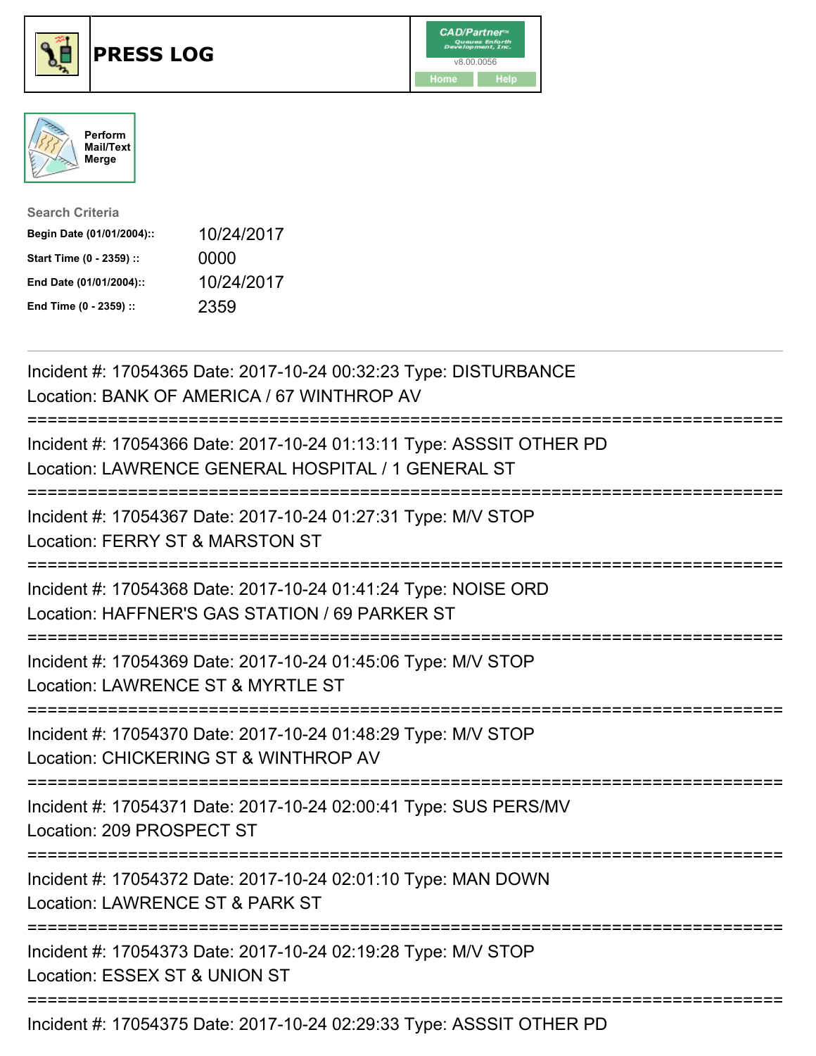# PRESS LOG

Perform Mail/Text Merge

**Search Criteria**

| | |
|---|---|
| **Begin Date (01/01/2004)::** | 10/24/2017 |
| **Start Time (0 - 2359) ::** | 0000 |
| **End Date (01/01/2004)::** | 10/24/2017 |
| **End Time (0 - 2359) ::** | 2359 |

---

Incident #: 17054365 Date: 2017-10-24 00:32:23 Type: DISTURBANCE
Location: BANK OF AMERICA / 67 WINTHROP AV

===========================================================================

Incident #: 17054366 Date: 2017-10-24 01:13:11 Type: ASSSIT OTHER PD
Location: LAWRENCE GENERAL HOSPITAL / 1 GENERAL ST

===========================================================================

Incident #: 17054367 Date: 2017-10-24 01:27:31 Type: M/V STOP
Location: FERRY ST & MARSTON ST

===========================================================================

Incident #: 17054368 Date: 2017-10-24 01:41:24 Type: NOISE ORD
Location: HAFFNER'S GAS STATION / 69 PARKER ST

===========================================================================

Incident #: 17054369 Date: 2017-10-24 01:45:06 Type: M/V STOP
Location: LAWRENCE ST & MYRTLE ST

===========================================================================

Incident #: 17054370 Date: 2017-10-24 01:48:29 Type: M/V STOP
Location: CHICKERING ST & WINTHROP AV

===========================================================================

Incident #: 17054371 Date: 2017-10-24 02:00:41 Type: SUS PERS/MV
Location: 209 PROSPECT ST

===========================================================================

Incident #: 17054372 Date: 2017-10-24 02:01:10 Type: MAN DOWN
Location: LAWRENCE ST & PARK ST

===========================================================================

Incident #: 17054373 Date: 2017-10-24 02:19:28 Type: M/V STOP
Location: ESSEX ST & UNION ST

===========================================================================

Incident #: 17054375 Date: 2017-10-24 02:29:33 Type: ASSSIT OTHER PD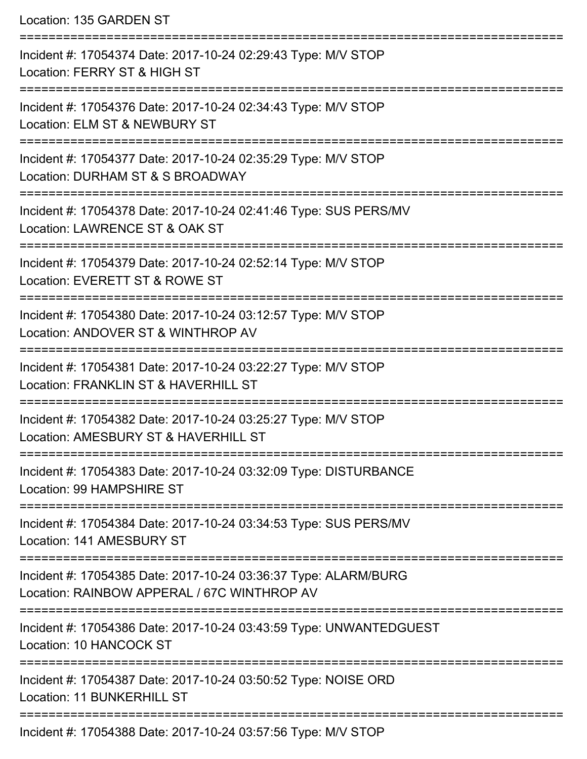Location: 135 GARDEN ST

===========================================================================

Incident #: 17054374 Date: 2017-10-24 02:29:43 Type: M/V STOP
Location: FERRY ST & HIGH ST

===========================================================================

Incident #: 17054376 Date: 2017-10-24 02:34:43 Type: M/V STOP
Location: ELM ST & NEWBURY ST

===========================================================================

Incident #: 17054377 Date: 2017-10-24 02:35:29 Type: M/V STOP
Location: DURHAM ST & S BROADWAY

===========================================================================

Incident #: 17054378 Date: 2017-10-24 02:41:46 Type: SUS PERS/MV
Location: LAWRENCE ST & OAK ST

===========================================================================

Incident #: 17054379 Date: 2017-10-24 02:52:14 Type: M/V STOP
Location: EVERETT ST & ROWE ST

===========================================================================

Incident #: 17054380 Date: 2017-10-24 03:12:57 Type: M/V STOP
Location: ANDOVER ST & WINTHROP AV

===========================================================================

Incident #: 17054381 Date: 2017-10-24 03:22:27 Type: M/V STOP
Location: FRANKLIN ST & HAVERHILL ST

===========================================================================

Incident #: 17054382 Date: 2017-10-24 03:25:27 Type: M/V STOP
Location: AMESBURY ST & HAVERHILL ST

===========================================================================

Incident #: 17054383 Date: 2017-10-24 03:32:09 Type: DISTURBANCE
Location: 99 HAMPSHIRE ST

===========================================================================

Incident #: 17054384 Date: 2017-10-24 03:34:53 Type: SUS PERS/MV
Location: 141 AMESBURY ST

===========================================================================

Incident #: 17054385 Date: 2017-10-24 03:36:37 Type: ALARM/BURG
Location: RAINBOW APPERAL / 67C WINTHROP AV

===========================================================================

Incident #: 17054386 Date: 2017-10-24 03:43:59 Type: UNWANTEDGUEST
Location: 10 HANCOCK ST

===========================================================================

Incident #: 17054387 Date: 2017-10-24 03:50:52 Type: NOISE ORD
Location: 11 BUNKERHILL ST

===========================================================================

Incident #: 17054388 Date: 2017-10-24 03:57:56 Type: M/V STOP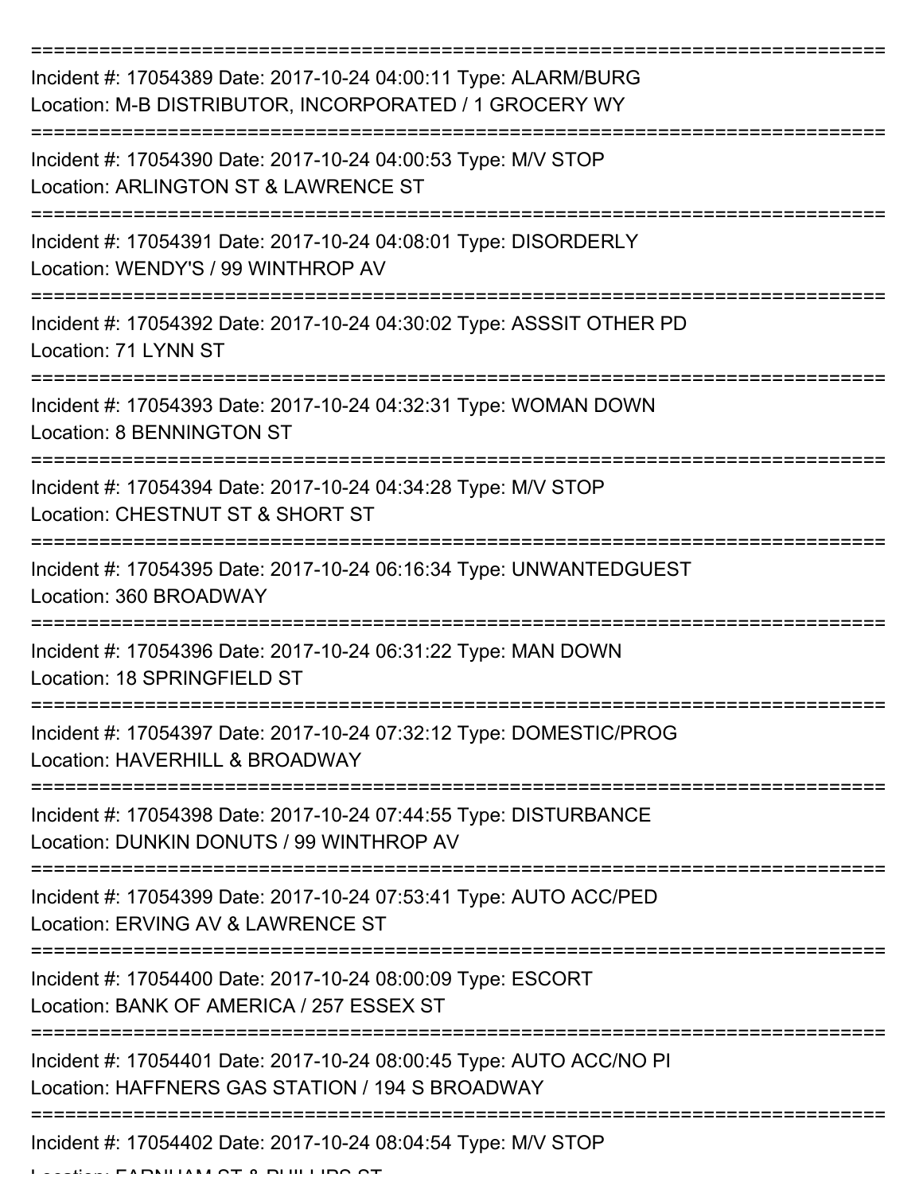Incident #: 17054389 Date: 2017-10-24 04:00:11 Type: ALARM/BURG
Location: M-B DISTRIBUTOR, INCORPORATED / 1 GROCERY WY

---

Incident #: 17054390 Date: 2017-10-24 04:00:53 Type: M/V STOP
Location: ARLINGTON ST & LAWRENCE ST

---

Incident #: 17054391 Date: 2017-10-24 04:08:01 Type: DISORDERLY
Location: WENDY'S / 99 WINTHROP AV

---

Incident #: 17054392 Date: 2017-10-24 04:30:02 Type: ASSSIT OTHER PD
Location: 71 LYNN ST

---

Incident #: 17054393 Date: 2017-10-24 04:32:31 Type: WOMAN DOWN
Location: 8 BENNINGTON ST

---

Incident #: 17054394 Date: 2017-10-24 04:34:28 Type: M/V STOP
Location: CHESTNUT ST & SHORT ST

---

Incident #: 17054395 Date: 2017-10-24 06:16:34 Type: UNWANTEDGUEST
Location: 360 BROADWAY

---

Incident #: 17054396 Date: 2017-10-24 06:31:22 Type: MAN DOWN
Location: 18 SPRINGFIELD ST

---

Incident #: 17054397 Date: 2017-10-24 07:32:12 Type: DOMESTIC/PROG
Location: HAVERHILL & BROADWAY

---

Incident #: 17054398 Date: 2017-10-24 07:44:55 Type: DISTURBANCE
Location: DUNKIN DONUTS / 99 WINTHROP AV

---

Incident #: 17054399 Date: 2017-10-24 07:53:41 Type: AUTO ACC/PED
Location: ERVING AV & LAWRENCE ST

---

Incident #: 17054400 Date: 2017-10-24 08:00:09 Type: ESCORT
Location: BANK OF AMERICA / 257 ESSEX ST

---

Incident #: 17054401 Date: 2017-10-24 08:00:45 Type: AUTO ACC/NO PI
Location: HAFFNERS GAS STATION / 194 S BROADWAY

---

Incident #: 17054402 Date: 2017-10-24 08:04:54 Type: M/V STOP
Location: FARNHAM ST & PHILLIPS ST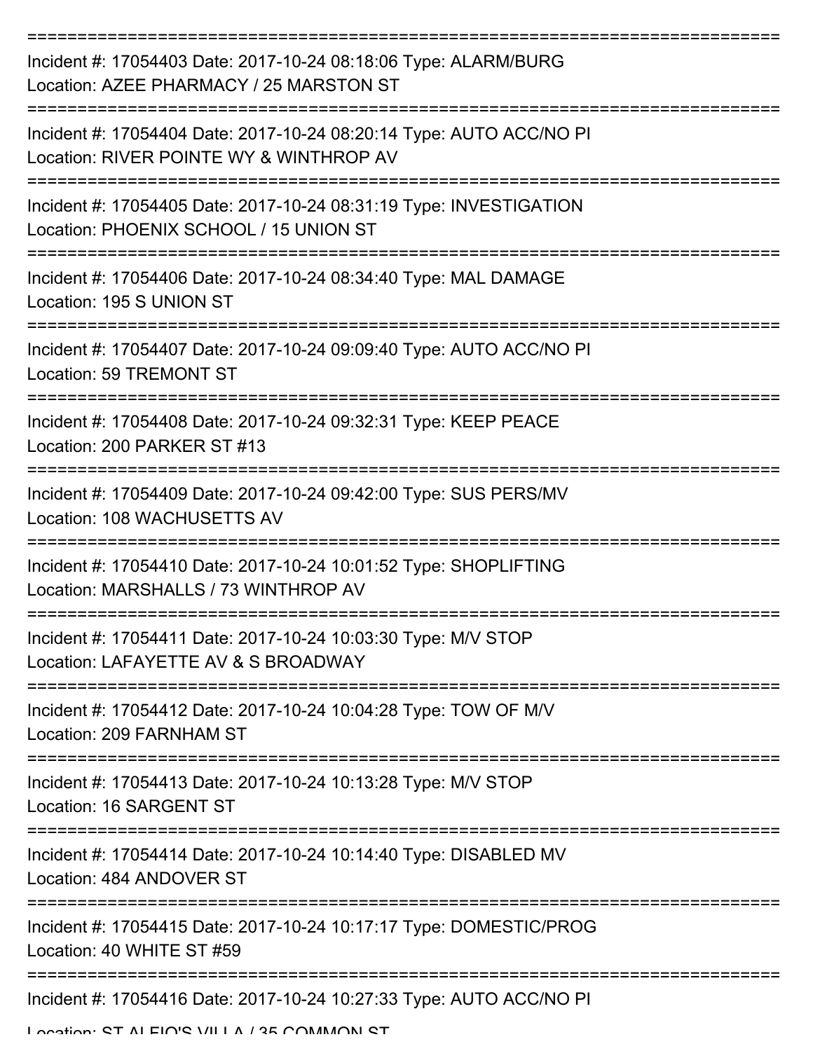===========================================================================

Incident #: 17054403 Date: 2017-10-24 08:18:06 Type: ALARM/BURG
Location: AZEE PHARMACY / 25 MARSTON ST

===========================================================================

Incident #: 17054404 Date: 2017-10-24 08:20:14 Type: AUTO ACC/NO PI
Location: RIVER POINTE WY & WINTHROP AV

===========================================================================

Incident #: 17054405 Date: 2017-10-24 08:31:19 Type: INVESTIGATION
Location: PHOENIX SCHOOL / 15 UNION ST

===========================================================================

Incident #: 17054406 Date: 2017-10-24 08:34:40 Type: MAL DAMAGE
Location: 195 S UNION ST

===========================================================================

Incident #: 17054407 Date: 2017-10-24 09:09:40 Type: AUTO ACC/NO PI
Location: 59 TREMONT ST

===========================================================================

Incident #: 17054408 Date: 2017-10-24 09:32:31 Type: KEEP PEACE
Location: 200 PARKER ST #13

===========================================================================

Incident #: 17054409 Date: 2017-10-24 09:42:00 Type: SUS PERS/MV
Location: 108 WACHUSETTS AV

===========================================================================

Incident #: 17054410 Date: 2017-10-24 10:01:52 Type: SHOPLIFTING
Location: MARSHALLS / 73 WINTHROP AV

===========================================================================

Incident #: 17054411 Date: 2017-10-24 10:03:30 Type: M/V STOP
Location: LAFAYETTE AV & S BROADWAY

===========================================================================

Incident #: 17054412 Date: 2017-10-24 10:04:28 Type: TOW OF M/V
Location: 209 FARNHAM ST

===========================================================================

Incident #: 17054413 Date: 2017-10-24 10:13:28 Type: M/V STOP
Location: 16 SARGENT ST

===========================================================================

Incident #: 17054414 Date: 2017-10-24 10:14:40 Type: DISABLED MV
Location: 484 ANDOVER ST

===========================================================================

Incident #: 17054415 Date: 2017-10-24 10:17:17 Type: DOMESTIC/PROG
Location: 40 WHITE ST #59

===========================================================================

Incident #: 17054416 Date: 2017-10-24 10:27:33 Type: AUTO ACC/NO PI
Location: ST ALFIO'S VILLA / 35 COMMON ST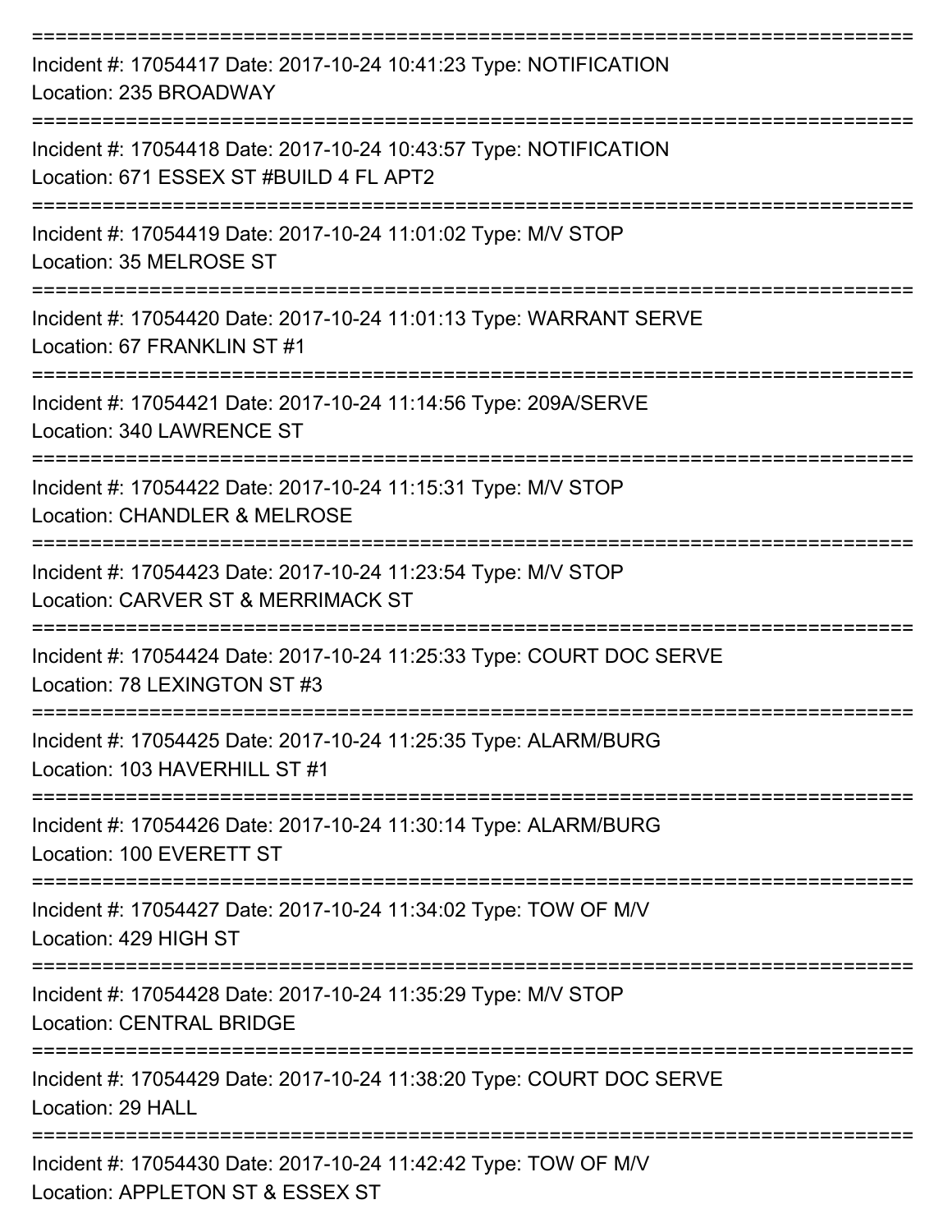===========================================================================

Incident #: 17054417 Date: 2017-10-24 10:41:23 Type: NOTIFICATION
Location: 235 BROADWAY

===========================================================================

Incident #: 17054418 Date: 2017-10-24 10:43:57 Type: NOTIFICATION
Location: 671 ESSEX ST #BUILD 4 FL APT2

===========================================================================

Incident #: 17054419 Date: 2017-10-24 11:01:02 Type: M/V STOP
Location: 35 MELROSE ST

===========================================================================

Incident #: 17054420 Date: 2017-10-24 11:01:13 Type: WARRANT SERVE
Location: 67 FRANKLIN ST #1

===========================================================================

Incident #: 17054421 Date: 2017-10-24 11:14:56 Type: 209A/SERVE
Location: 340 LAWRENCE ST

===========================================================================

Incident #: 17054422 Date: 2017-10-24 11:15:31 Type: M/V STOP
Location: CHANDLER & MELROSE

===========================================================================

Incident #: 17054423 Date: 2017-10-24 11:23:54 Type: M/V STOP
Location: CARVER ST & MERRIMACK ST

===========================================================================

Incident #: 17054424 Date: 2017-10-24 11:25:33 Type: COURT DOC SERVE
Location: 78 LEXINGTON ST #3

===========================================================================

Incident #: 17054425 Date: 2017-10-24 11:25:35 Type: ALARM/BURG
Location: 103 HAVERHILL ST #1

===========================================================================

Incident #: 17054426 Date: 2017-10-24 11:30:14 Type: ALARM/BURG
Location: 100 EVERETT ST

===========================================================================

Incident #: 17054427 Date: 2017-10-24 11:34:02 Type: TOW OF M/V
Location: 429 HIGH ST

===========================================================================

Incident #: 17054428 Date: 2017-10-24 11:35:29 Type: M/V STOP
Location: CENTRAL BRIDGE

===========================================================================

Incident #: 17054429 Date: 2017-10-24 11:38:20 Type: COURT DOC SERVE
Location: 29 HALL

===========================================================================

Incident #: 17054430 Date: 2017-10-24 11:42:42 Type: TOW OF M/V
Location: APPLETON ST & ESSEX ST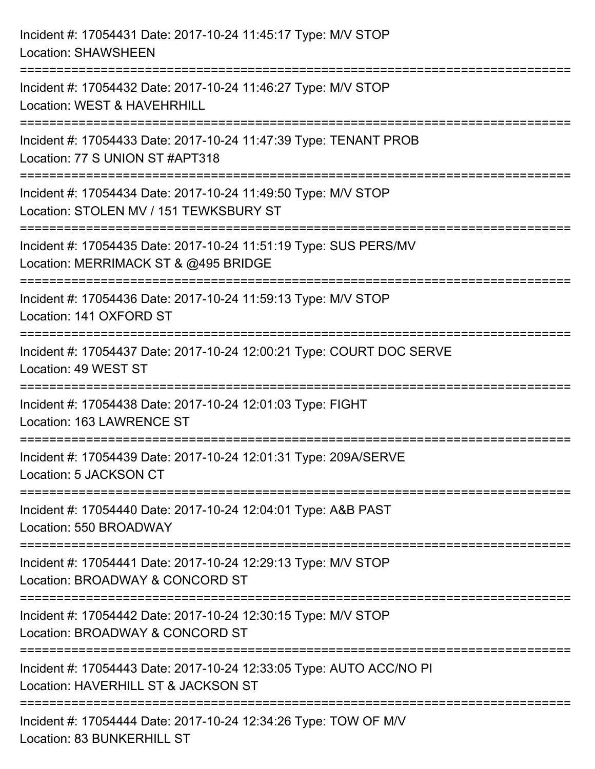Incident #: 17054431 Date: 2017-10-24 11:45:17 Type: M/V STOP
Location: SHAWSHEEN

===========================================================================

Incident #: 17054432 Date: 2017-10-24 11:46:27 Type: M/V STOP
Location: WEST & HAVEHRHILL

===========================================================================

Incident #: 17054433 Date: 2017-10-24 11:47:39 Type: TENANT PROB
Location: 77 S UNION ST #APT318

===========================================================================

Incident #: 17054434 Date: 2017-10-24 11:49:50 Type: M/V STOP
Location: STOLEN MV / 151 TEWKSBURY ST

===========================================================================

Incident #: 17054435 Date: 2017-10-24 11:51:19 Type: SUS PERS/MV
Location: MERRIMACK ST & @495 BRIDGE

===========================================================================

Incident #: 17054436 Date: 2017-10-24 11:59:13 Type: M/V STOP
Location: 141 OXFORD ST

===========================================================================

Incident #: 17054437 Date: 2017-10-24 12:00:21 Type: COURT DOC SERVE
Location: 49 WEST ST

===========================================================================

Incident #: 17054438 Date: 2017-10-24 12:01:03 Type: FIGHT
Location: 163 LAWRENCE ST

===========================================================================

Incident #: 17054439 Date: 2017-10-24 12:01:31 Type: 209A/SERVE
Location: 5 JACKSON CT

===========================================================================

Incident #: 17054440 Date: 2017-10-24 12:04:01 Type: A&B PAST
Location: 550 BROADWAY

===========================================================================

Incident #: 17054441 Date: 2017-10-24 12:29:13 Type: M/V STOP
Location: BROADWAY & CONCORD ST

===========================================================================

Incident #: 17054442 Date: 2017-10-24 12:30:15 Type: M/V STOP
Location: BROADWAY & CONCORD ST

===========================================================================

Incident #: 17054443 Date: 2017-10-24 12:33:05 Type: AUTO ACC/NO PI
Location: HAVERHILL ST & JACKSON ST

===========================================================================

Incident #: 17054444 Date: 2017-10-24 12:34:26 Type: TOW OF M/V
Location: 83 BUNKERHILL ST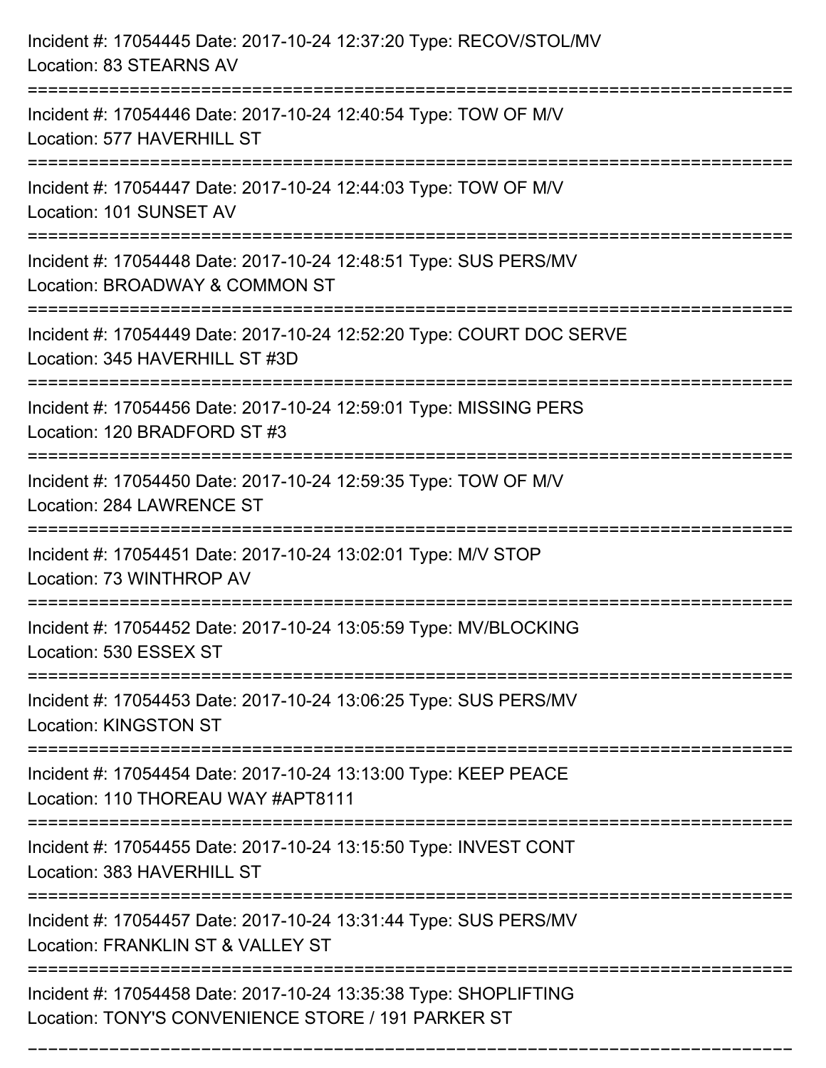Incident #: 17054445 Date: 2017-10-24 12:37:20 Type: RECOV/STOL/MV
Location: 83 STEARNS AV

===========================================================================

Incident #: 17054446 Date: 2017-10-24 12:40:54 Type: TOW OF M/V
Location: 577 HAVERHILL ST

===========================================================================

Incident #: 17054447 Date: 2017-10-24 12:44:03 Type: TOW OF M/V
Location: 101 SUNSET AV

===========================================================================

Incident #: 17054448 Date: 2017-10-24 12:48:51 Type: SUS PERS/MV
Location: BROADWAY & COMMON ST

===========================================================================

Incident #: 17054449 Date: 2017-10-24 12:52:20 Type: COURT DOC SERVE
Location: 345 HAVERHILL ST #3D

===========================================================================

Incident #: 17054456 Date: 2017-10-24 12:59:01 Type: MISSING PERS
Location: 120 BRADFORD ST #3

===========================================================================

Incident #: 17054450 Date: 2017-10-24 12:59:35 Type: TOW OF M/V
Location: 284 LAWRENCE ST

===========================================================================

Incident #: 17054451 Date: 2017-10-24 13:02:01 Type: M/V STOP
Location: 73 WINTHROP AV

===========================================================================

Incident #: 17054452 Date: 2017-10-24 13:05:59 Type: MV/BLOCKING
Location: 530 ESSEX ST

===========================================================================

Incident #: 17054453 Date: 2017-10-24 13:06:25 Type: SUS PERS/MV
Location: KINGSTON ST

===========================================================================

Incident #: 17054454 Date: 2017-10-24 13:13:00 Type: KEEP PEACE
Location: 110 THOREAU WAY #APT8111

===========================================================================

Incident #: 17054455 Date: 2017-10-24 13:15:50 Type: INVEST CONT
Location: 383 HAVERHILL ST

===========================================================================

Incident #: 17054457 Date: 2017-10-24 13:31:44 Type: SUS PERS/MV
Location: FRANKLIN ST & VALLEY ST

===========================================================================

Incident #: 17054458 Date: 2017-10-24 13:35:38 Type: SHOPLIFTING
Location: TONY'S CONVENIENCE STORE / 191 PARKER ST

===========================================================================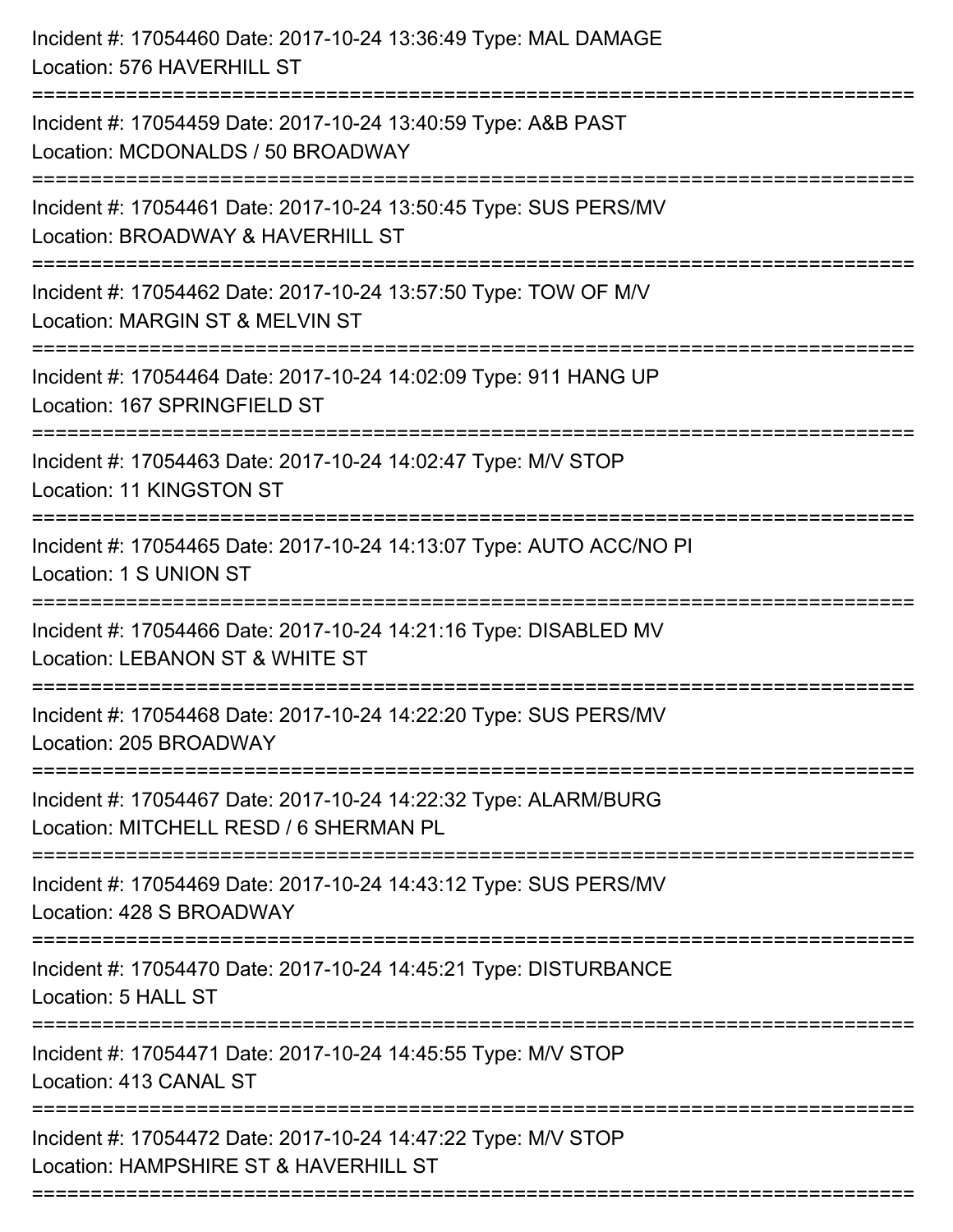Incident #: 17054460 Date: 2017-10-24 13:36:49 Type: MAL DAMAGE
Location: 576 HAVERHILL ST

===========================================================================

Incident #: 17054459 Date: 2017-10-24 13:40:59 Type: A&B PAST
Location: MCDONALDS / 50 BROADWAY

===========================================================================

Incident #: 17054461 Date: 2017-10-24 13:50:45 Type: SUS PERS/MV
Location: BROADWAY & HAVERHILL ST

===========================================================================

Incident #: 17054462 Date: 2017-10-24 13:57:50 Type: TOW OF M/V
Location: MARGIN ST & MELVIN ST

===========================================================================

Incident #: 17054464 Date: 2017-10-24 14:02:09 Type: 911 HANG UP
Location: 167 SPRINGFIELD ST

===========================================================================

Incident #: 17054463 Date: 2017-10-24 14:02:47 Type: M/V STOP
Location: 11 KINGSTON ST

===========================================================================

Incident #: 17054465 Date: 2017-10-24 14:13:07 Type: AUTO ACC/NO PI
Location: 1 S UNION ST

===========================================================================

Incident #: 17054466 Date: 2017-10-24 14:21:16 Type: DISABLED MV
Location: LEBANON ST & WHITE ST

===========================================================================

Incident #: 17054468 Date: 2017-10-24 14:22:20 Type: SUS PERS/MV
Location: 205 BROADWAY

===========================================================================

Incident #: 17054467 Date: 2017-10-24 14:22:32 Type: ALARM/BURG
Location: MITCHELL RESD / 6 SHERMAN PL

===========================================================================

Incident #: 17054469 Date: 2017-10-24 14:43:12 Type: SUS PERS/MV
Location: 428 S BROADWAY

===========================================================================

Incident #: 17054470 Date: 2017-10-24 14:45:21 Type: DISTURBANCE
Location: 5 HALL ST

===========================================================================

Incident #: 17054471 Date: 2017-10-24 14:45:55 Type: M/V STOP
Location: 413 CANAL ST

===========================================================================

Incident #: 17054472 Date: 2017-10-24 14:47:22 Type: M/V STOP
Location: HAMPSHIRE ST & HAVERHILL ST

===========================================================================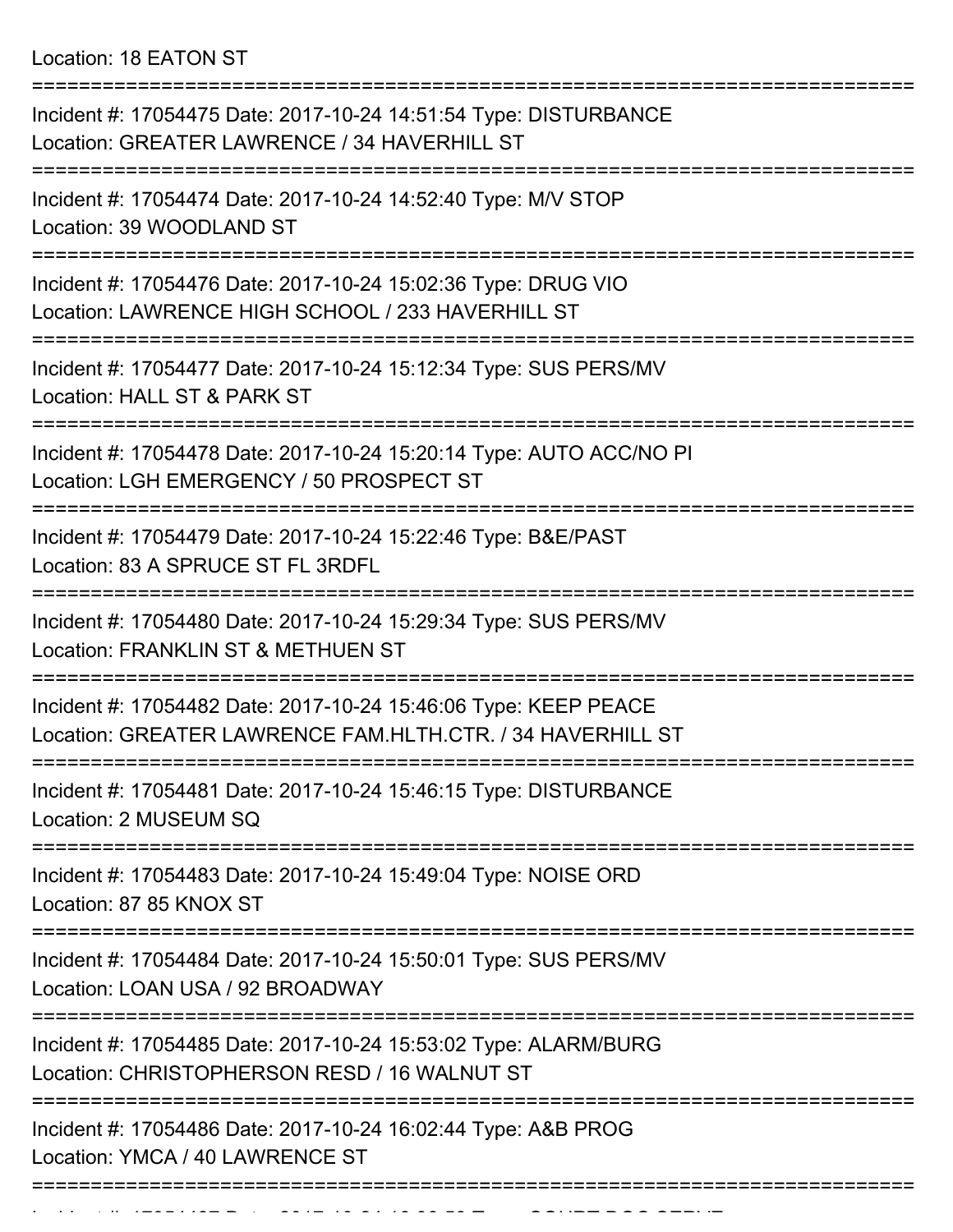Location: 18 EATON ST

===========================================================================

Incident #: 17054475 Date: 2017-10-24 14:51:54 Type: DISTURBANCE
Location: GREATER LAWRENCE / 34 HAVERHILL ST

===========================================================================

Incident #: 17054474 Date: 2017-10-24 14:52:40 Type: M/V STOP
Location: 39 WOODLAND ST

===========================================================================

Incident #: 17054476 Date: 2017-10-24 15:02:36 Type: DRUG VIO
Location: LAWRENCE HIGH SCHOOL / 233 HAVERHILL ST

===========================================================================

Incident #: 17054477 Date: 2017-10-24 15:12:34 Type: SUS PERS/MV
Location: HALL ST & PARK ST

===========================================================================

Incident #: 17054478 Date: 2017-10-24 15:20:14 Type: AUTO ACC/NO PI
Location: LGH EMERGENCY / 50 PROSPECT ST

===========================================================================

Incident #: 17054479 Date: 2017-10-24 15:22:46 Type: B&E/PAST
Location: 83 A SPRUCE ST FL 3RDFL

===========================================================================

Incident #: 17054480 Date: 2017-10-24 15:29:34 Type: SUS PERS/MV
Location: FRANKLIN ST & METHUEN ST

===========================================================================

Incident #: 17054482 Date: 2017-10-24 15:46:06 Type: KEEP PEACE
Location: GREATER LAWRENCE FAM.HLTH.CTR. / 34 HAVERHILL ST

===========================================================================

Incident #: 17054481 Date: 2017-10-24 15:46:15 Type: DISTURBANCE
Location: 2 MUSEUM SQ

===========================================================================

Incident #: 17054483 Date: 2017-10-24 15:49:04 Type: NOISE ORD
Location: 87 85 KNOX ST

===========================================================================

Incident #: 17054484 Date: 2017-10-24 15:50:01 Type: SUS PERS/MV
Location: LOAN USA / 92 BROADWAY

===========================================================================

Incident #: 17054485 Date: 2017-10-24 15:53:02 Type: ALARM/BURG
Location: CHRISTOPHERSON RESD / 16 WALNUT ST

===========================================================================

Incident #: 17054486 Date: 2017-10-24 16:02:44 Type: A&B PROG
Location: YMCA / 40 LAWRENCE ST

===========================================================================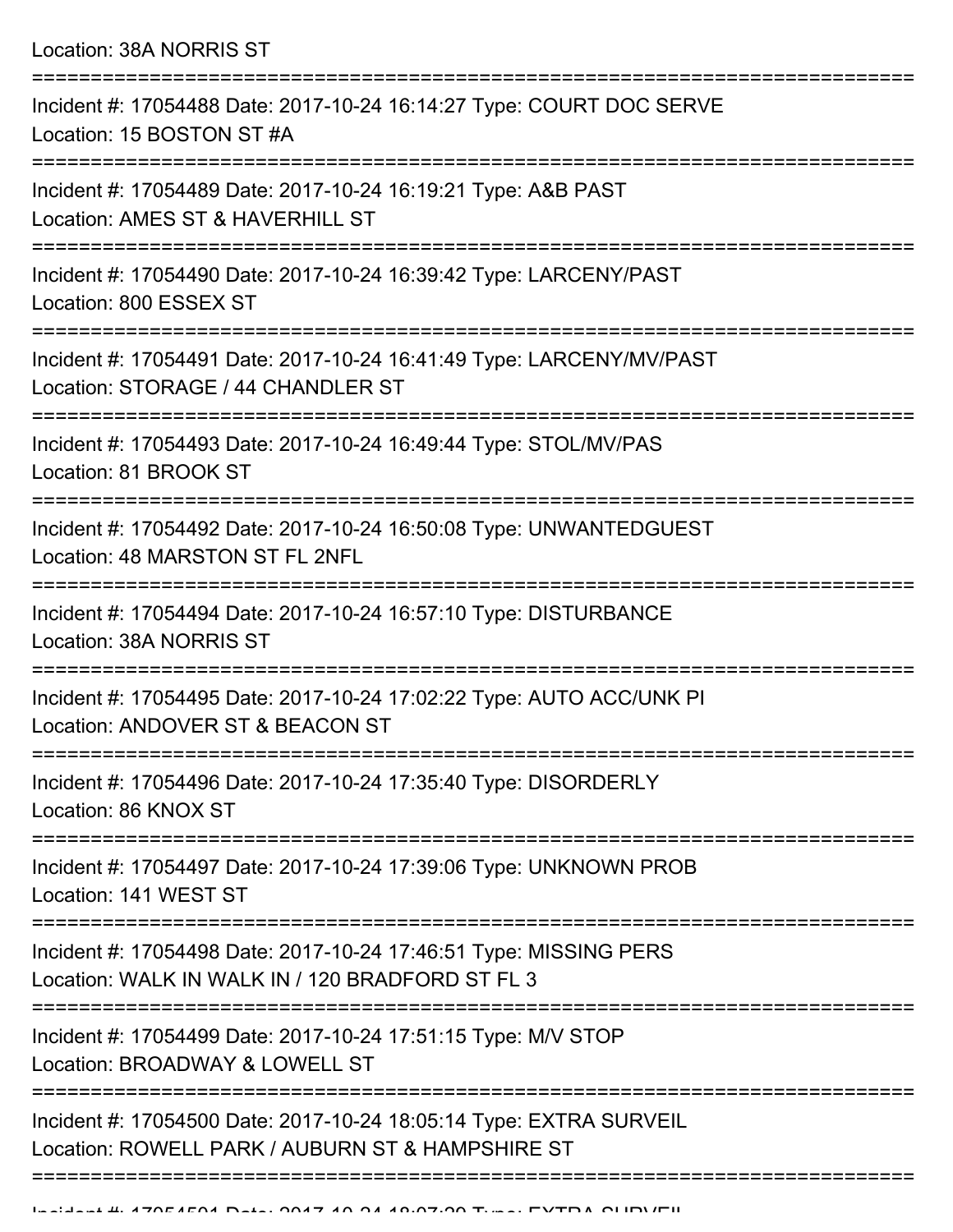Location: 38A NORRIS ST

===========================================================================

Incident #: 17054488 Date: 2017-10-24 16:14:27 Type: COURT DOC SERVE
Location: 15 BOSTON ST #A

===========================================================================

Incident #: 17054489 Date: 2017-10-24 16:19:21 Type: A&B PAST
Location: AMES ST & HAVERHILL ST

===========================================================================

Incident #: 17054490 Date: 2017-10-24 16:39:42 Type: LARCENY/PAST
Location: 800 ESSEX ST

===========================================================================

Incident #: 17054491 Date: 2017-10-24 16:41:49 Type: LARCENY/MV/PAST
Location: STORAGE / 44 CHANDLER ST

===========================================================================

Incident #: 17054493 Date: 2017-10-24 16:49:44 Type: STOL/MV/PAS
Location: 81 BROOK ST

===========================================================================

Incident #: 17054492 Date: 2017-10-24 16:50:08 Type: UNWANTEDGUEST
Location: 48 MARSTON ST FL 2NFL

===========================================================================

Incident #: 17054494 Date: 2017-10-24 16:57:10 Type: DISTURBANCE
Location: 38A NORRIS ST

===========================================================================

Incident #: 17054495 Date: 2017-10-24 17:02:22 Type: AUTO ACC/UNK PI
Location: ANDOVER ST & BEACON ST

===========================================================================

Incident #: 17054496 Date: 2017-10-24 17:35:40 Type: DISORDERLY
Location: 86 KNOX ST

===========================================================================

Incident #: 17054497 Date: 2017-10-24 17:39:06 Type: UNKNOWN PROB
Location: 141 WEST ST

===========================================================================

Incident #: 17054498 Date: 2017-10-24 17:46:51 Type: MISSING PERS
Location: WALK IN WALK IN / 120 BRADFORD ST FL 3

===========================================================================

Incident #: 17054499 Date: 2017-10-24 17:51:15 Type: M/V STOP
Location: BROADWAY & LOWELL ST

===========================================================================

Incident #: 17054500 Date: 2017-10-24 18:05:14 Type: EXTRA SURVEIL
Location: ROWELL PARK / AUBURN ST & HAMPSHIRE ST

===========================================================================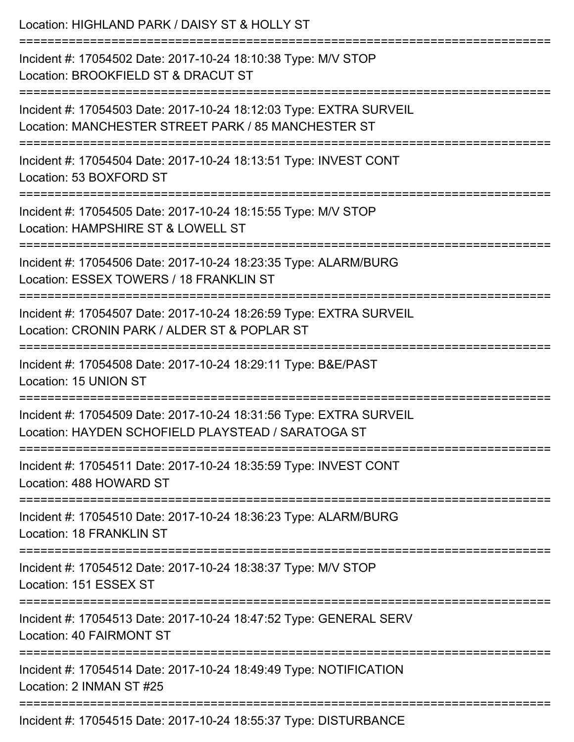Location: HIGHLAND PARK / DAISY ST & HOLLY ST

===========================================================================

Incident #: 17054502 Date: 2017-10-24 18:10:38 Type: M/V STOP
Location: BROOKFIELD ST & DRACUT ST

===========================================================================

Incident #: 17054503 Date: 2017-10-24 18:12:03 Type: EXTRA SURVEIL
Location: MANCHESTER STREET PARK / 85 MANCHESTER ST

===========================================================================

Incident #: 17054504 Date: 2017-10-24 18:13:51 Type: INVEST CONT
Location: 53 BOXFORD ST

===========================================================================

Incident #: 17054505 Date: 2017-10-24 18:15:55 Type: M/V STOP
Location: HAMPSHIRE ST & LOWELL ST

===========================================================================

Incident #: 17054506 Date: 2017-10-24 18:23:35 Type: ALARM/BURG
Location: ESSEX TOWERS / 18 FRANKLIN ST

===========================================================================

Incident #: 17054507 Date: 2017-10-24 18:26:59 Type: EXTRA SURVEIL
Location: CRONIN PARK / ALDER ST & POPLAR ST

===========================================================================

Incident #: 17054508 Date: 2017-10-24 18:29:11 Type: B&E/PAST
Location: 15 UNION ST

===========================================================================

Incident #: 17054509 Date: 2017-10-24 18:31:56 Type: EXTRA SURVEIL
Location: HAYDEN SCHOFIELD PLAYSTEAD / SARATOGA ST

===========================================================================

Incident #: 17054511 Date: 2017-10-24 18:35:59 Type: INVEST CONT
Location: 488 HOWARD ST

===========================================================================

Incident #: 17054510 Date: 2017-10-24 18:36:23 Type: ALARM/BURG
Location: 18 FRANKLIN ST

===========================================================================

Incident #: 17054512 Date: 2017-10-24 18:38:37 Type: M/V STOP
Location: 151 ESSEX ST

===========================================================================

Incident #: 17054513 Date: 2017-10-24 18:47:52 Type: GENERAL SERV
Location: 40 FAIRMONT ST

===========================================================================

Incident #: 17054514 Date: 2017-10-24 18:49:49 Type: NOTIFICATION
Location: 2 INMAN ST #25

===========================================================================

Incident #: 17054515 Date: 2017-10-24 18:55:37 Type: DISTURBANCE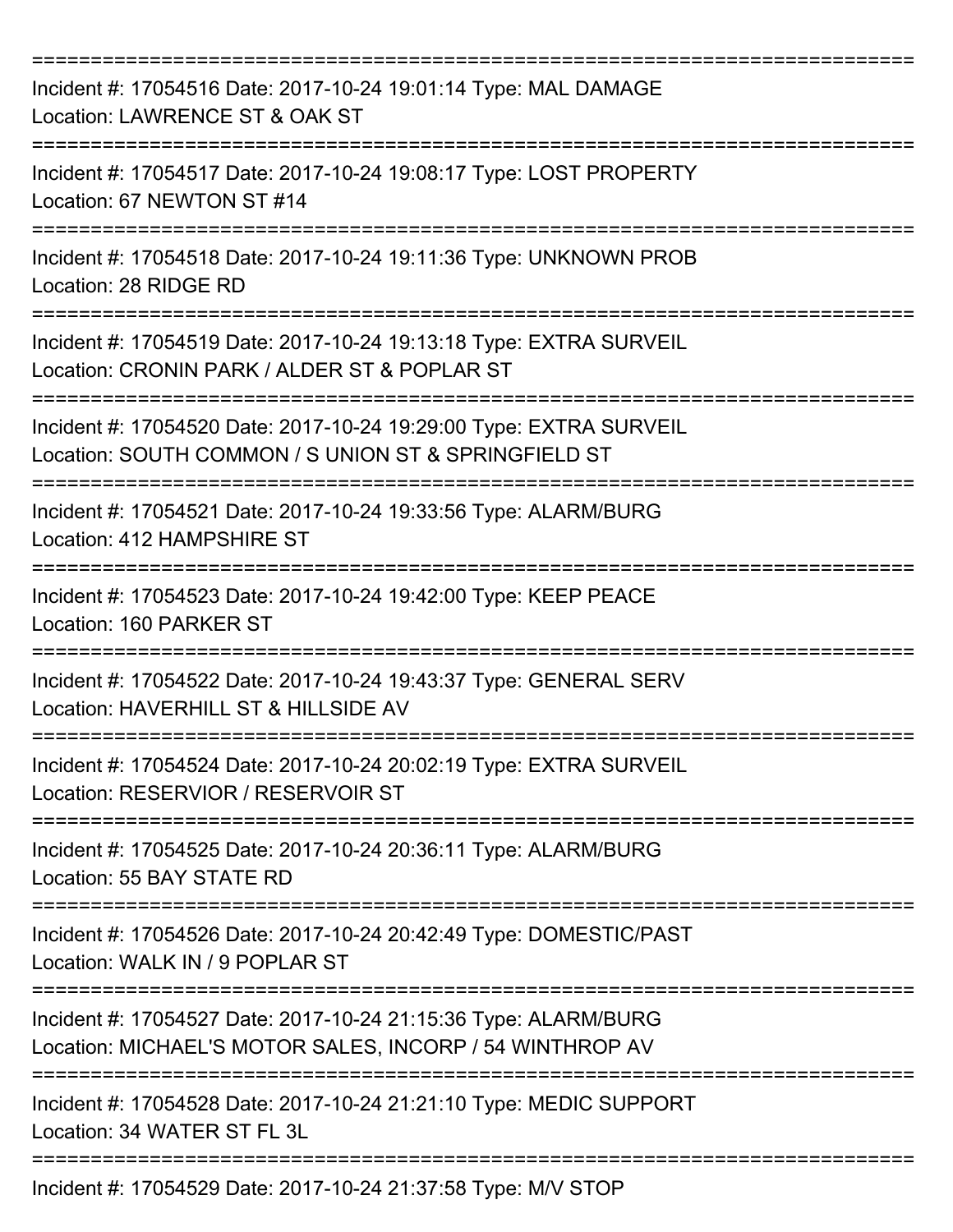===========================================================================

Incident #: 17054516 Date: 2017-10-24 19:01:14 Type: MAL DAMAGE
Location: LAWRENCE ST & OAK ST

===========================================================================

Incident #: 17054517 Date: 2017-10-24 19:08:17 Type: LOST PROPERTY
Location: 67 NEWTON ST #14

===========================================================================

Incident #: 17054518 Date: 2017-10-24 19:11:36 Type: UNKNOWN PROB
Location: 28 RIDGE RD

===========================================================================

Incident #: 17054519 Date: 2017-10-24 19:13:18 Type: EXTRA SURVEIL
Location: CRONIN PARK / ALDER ST & POPLAR ST

===========================================================================

Incident #: 17054520 Date: 2017-10-24 19:29:00 Type: EXTRA SURVEIL
Location: SOUTH COMMON / S UNION ST & SPRINGFIELD ST

===========================================================================

Incident #: 17054521 Date: 2017-10-24 19:33:56 Type: ALARM/BURG
Location: 412 HAMPSHIRE ST

===========================================================================

Incident #: 17054523 Date: 2017-10-24 19:42:00 Type: KEEP PEACE
Location: 160 PARKER ST

===========================================================================

Incident #: 17054522 Date: 2017-10-24 19:43:37 Type: GENERAL SERV
Location: HAVERHILL ST & HILLSIDE AV

===========================================================================

Incident #: 17054524 Date: 2017-10-24 20:02:19 Type: EXTRA SURVEIL
Location: RESERVIOR / RESERVOIR ST

===========================================================================

Incident #: 17054525 Date: 2017-10-24 20:36:11 Type: ALARM/BURG
Location: 55 BAY STATE RD

===========================================================================

Incident #: 17054526 Date: 2017-10-24 20:42:49 Type: DOMESTIC/PAST
Location: WALK IN / 9 POPLAR ST

===========================================================================

Incident #: 17054527 Date: 2017-10-24 21:15:36 Type: ALARM/BURG
Location: MICHAEL'S MOTOR SALES, INCORP / 54 WINTHROP AV

===========================================================================

Incident #: 17054528 Date: 2017-10-24 21:21:10 Type: MEDIC SUPPORT
Location: 34 WATER ST FL 3L

===========================================================================

Incident #: 17054529 Date: 2017-10-24 21:37:58 Type: M/V STOP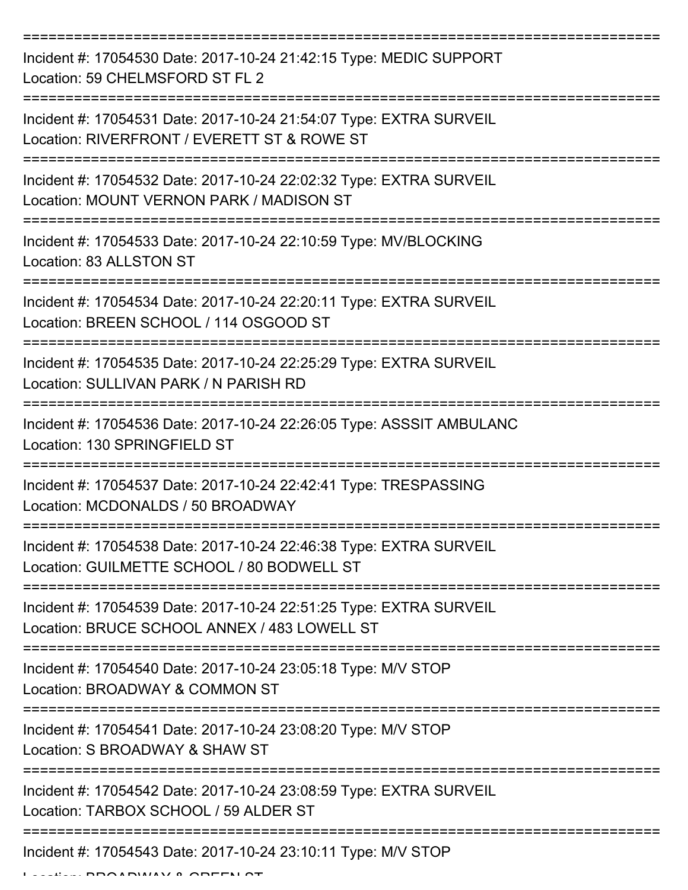===========================================================================

Incident #: 17054530 Date: 2017-10-24 21:42:15 Type: MEDIC SUPPORT
Location: 59 CHELMSFORD ST FL 2

===========================================================================

Incident #: 17054531 Date: 2017-10-24 21:54:07 Type: EXTRA SURVEIL
Location: RIVERFRONT / EVERETT ST & ROWE ST

===========================================================================

Incident #: 17054532 Date: 2017-10-24 22:02:32 Type: EXTRA SURVEIL
Location: MOUNT VERNON PARK / MADISON ST

===========================================================================

Incident #: 17054533 Date: 2017-10-24 22:10:59 Type: MV/BLOCKING
Location: 83 ALLSTON ST

===========================================================================

Incident #: 17054534 Date: 2017-10-24 22:20:11 Type: EXTRA SURVEIL
Location: BREEN SCHOOL / 114 OSGOOD ST

===========================================================================

Incident #: 17054535 Date: 2017-10-24 22:25:29 Type: EXTRA SURVEIL
Location: SULLIVAN PARK / N PARISH RD

===========================================================================

Incident #: 17054536 Date: 2017-10-24 22:26:05 Type: ASSSIT AMBULANC
Location: 130 SPRINGFIELD ST

===========================================================================

Incident #: 17054537 Date: 2017-10-24 22:42:41 Type: TRESPASSING
Location: MCDONALDS / 50 BROADWAY

===========================================================================

Incident #: 17054538 Date: 2017-10-24 22:46:38 Type: EXTRA SURVEIL
Location: GUILMETTE SCHOOL / 80 BODWELL ST

===========================================================================

Incident #: 17054539 Date: 2017-10-24 22:51:25 Type: EXTRA SURVEIL
Location: BRUCE SCHOOL ANNEX / 483 LOWELL ST

===========================================================================

Incident #: 17054540 Date: 2017-10-24 23:05:18 Type: M/V STOP
Location: BROADWAY & COMMON ST

===========================================================================

Incident #: 17054541 Date: 2017-10-24 23:08:20 Type: M/V STOP
Location: S BROADWAY & SHAW ST

===========================================================================

Incident #: 17054542 Date: 2017-10-24 23:08:59 Type: EXTRA SURVEIL
Location: TARBOX SCHOOL / 59 ALDER ST

===========================================================================

Incident #: 17054543 Date: 2017-10-24 23:10:11 Type: M/V STOP
Location: BROADWAY & GREEN ST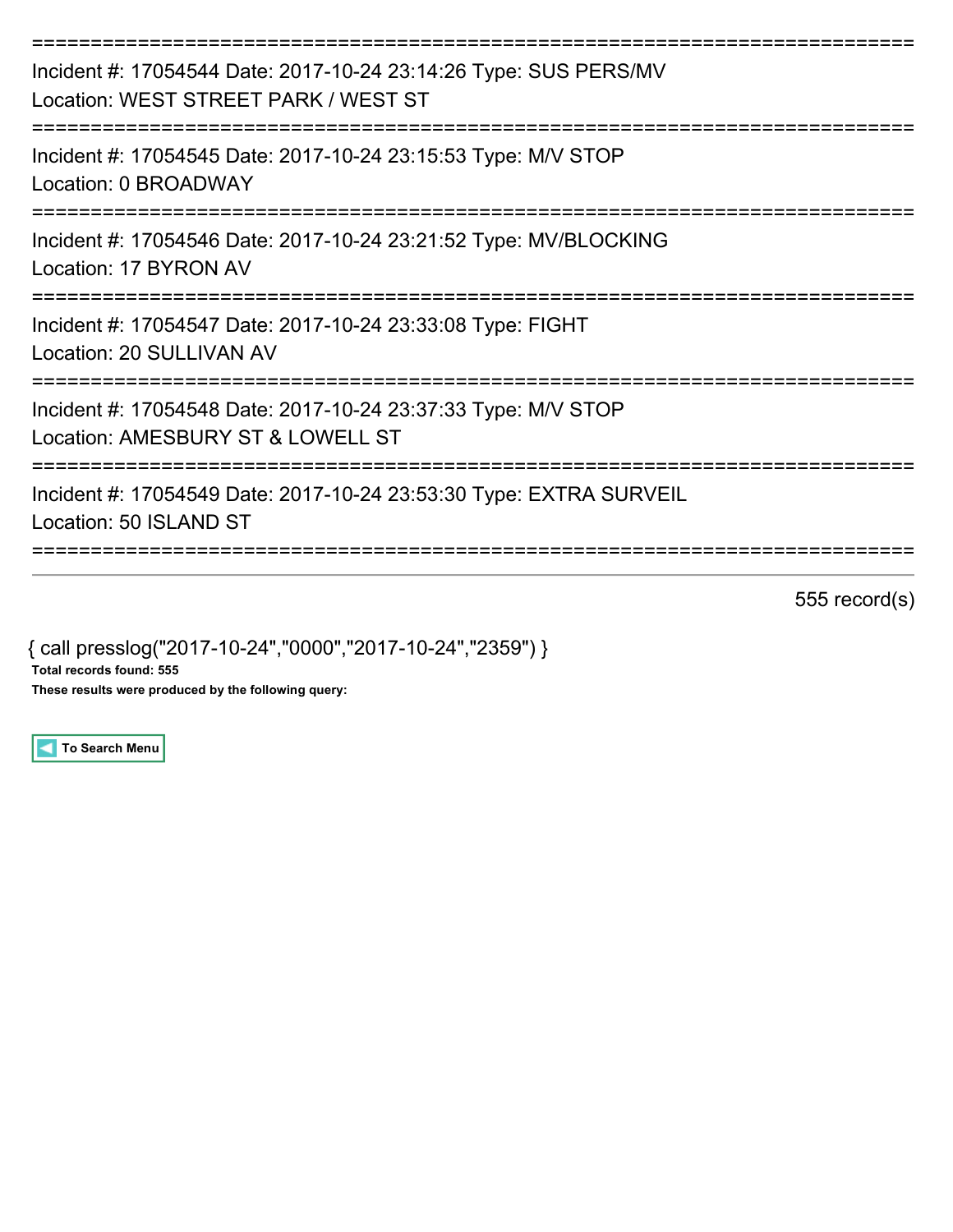===========================================================================

Incident #: 17054544 Date: 2017-10-24 23:14:26 Type: SUS PERS/MV
Location: WEST STREET PARK / WEST ST

===========================================================================

Incident #: 17054545 Date: 2017-10-24 23:15:53 Type: M/V STOP
Location: 0 BROADWAY

===========================================================================

Incident #: 17054546 Date: 2017-10-24 23:21:52 Type: MV/BLOCKING
Location: 17 BYRON AV

===========================================================================

Incident #: 17054547 Date: 2017-10-24 23:33:08 Type: FIGHT
Location: 20 SULLIVAN AV

===========================================================================

Incident #: 17054548 Date: 2017-10-24 23:37:33 Type: M/V STOP
Location: AMESBURY ST & LOWELL ST

===========================================================================

Incident #: 17054549 Date: 2017-10-24 23:53:30 Type: EXTRA SURVEIL
Location: 50 ISLAND ST

===========================================================================

555 record(s)

{ call presslog("2017-10-24","0000","2017-10-24","2359") }

**Total records found: 555**

**These results were produced by the following query:**

To Search Menu